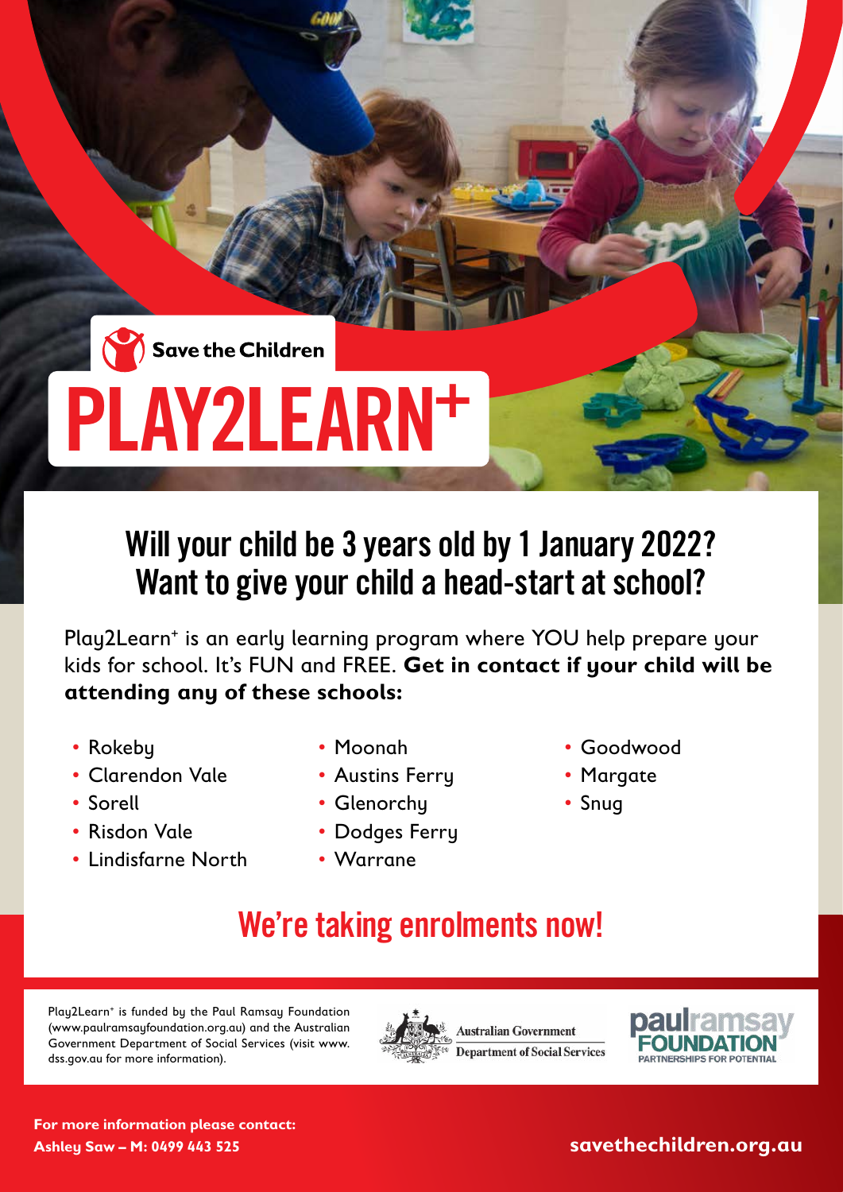Save the Children

# PLAY2LEARN+

## Will your child be 3 years old by 1 January 2022? Want to give your child a head-start at school?

Play2Learn+ is an early learning program where YOU help prepare your kids for school. It's FUN and FREE. **Get in contact if your child will be attending any of these schools:**

- Rokeby
- Clarendon Vale
- Sorell
- Risdon Vale
- Lindisfarne North
- Moonah
- Austins Ferry
- Glenorchy
- Dodges Ferry
- Warrane
- Goodwood
- Margate
- Snug

## We're taking enrolments now!

Play2Learn+ is funded by the Paul Ramsay Foundation (www.paulramsayfoundation.org.au) and the Australian Government Department of Social Services (visit www.dss.gov.au for more information).

Australian Government Department of Social Services

paulramsay FOUNDATION PARTNERSHIPS FOR POTENTIAL

**For more information please contact:**
**Ashley Saw – M: 0499 443 525**

**savethechildren.org.au**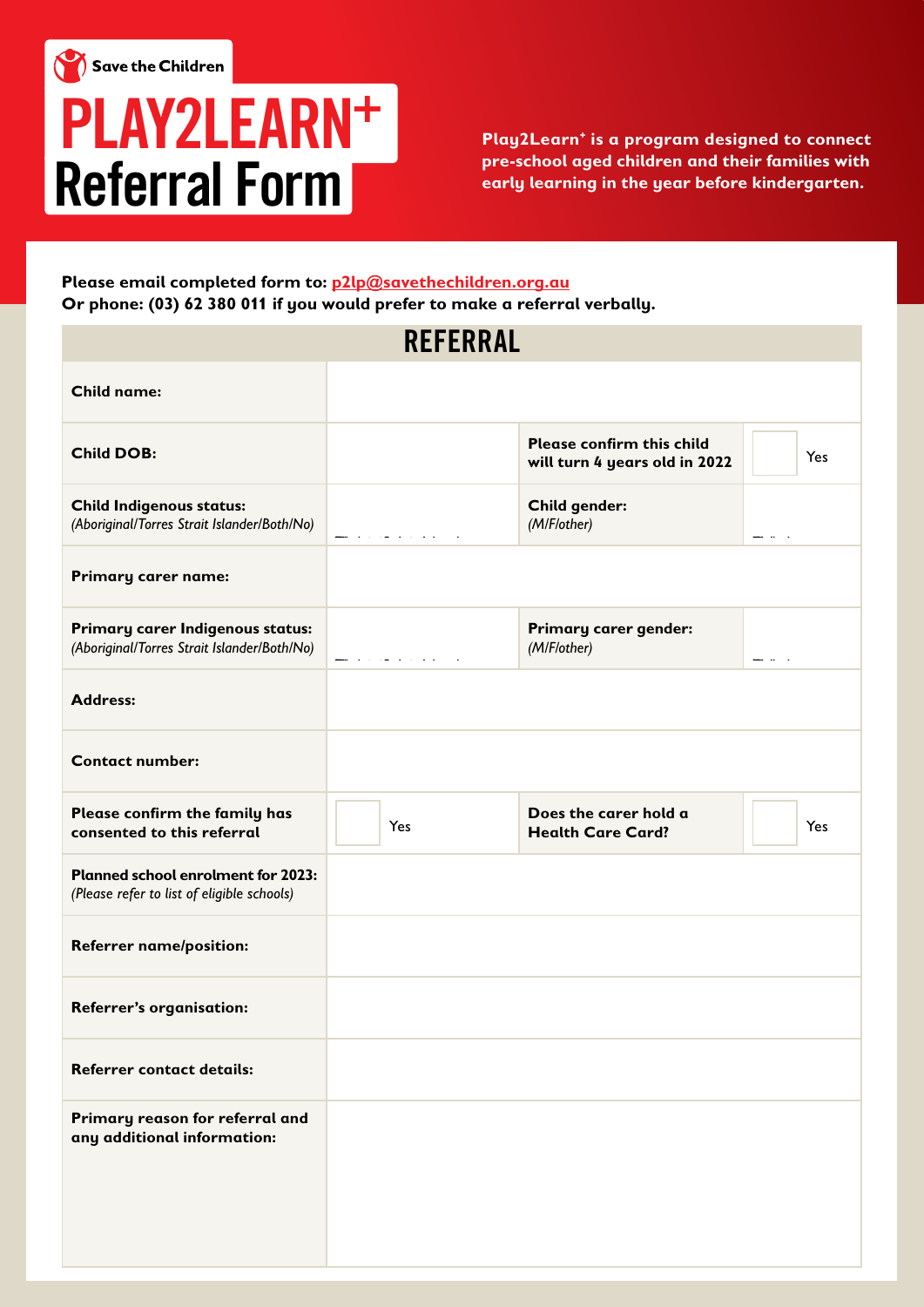Save the Children

# PLAY2LEARN+ Referral Form

**Play2Learn+ is a program designed to connect pre-school aged children and their families with early learning in the year before kindergarten.**

**Please email completed form to: p2lp@savethechildren.org.au**
**Or phone: (03) 62 380 011 if you would prefer to make a referral verbally.**

## REFERRAL

| | | | |
|---|---|---|---|
| **Child name:** | | | |
| **Child DOB:** | | **Please confirm this child will turn 4 years old in 2022** | ☐ Yes |
| **Child Indigenous status:** *(Aboriginal/Torres Strait Islander/Both/No)* | | **Child gender:** *(M/F/other)* | |
| **Primary carer name:** | | | |
| **Primary carer Indigenous status:** *(Aboriginal/Torres Strait Islander/Both/No)* | | **Primary carer gender:** *(M/F/other)* | |
| **Address:** | | | |
| **Contact number:** | | | |
| **Please confirm the family has consented to this referral** | ☐ Yes | **Does the carer hold a Health Care Card?** | ☐ Yes |
| **Planned school enrolment for 2023:** *(Please refer to list of eligible schools)* | | | |
| **Referrer name/position:** | | | |
| **Referrer's organisation:** | | | |
| **Referrer contact details:** | | | |
| **Primary reason for referral and any additional information:** | | | |